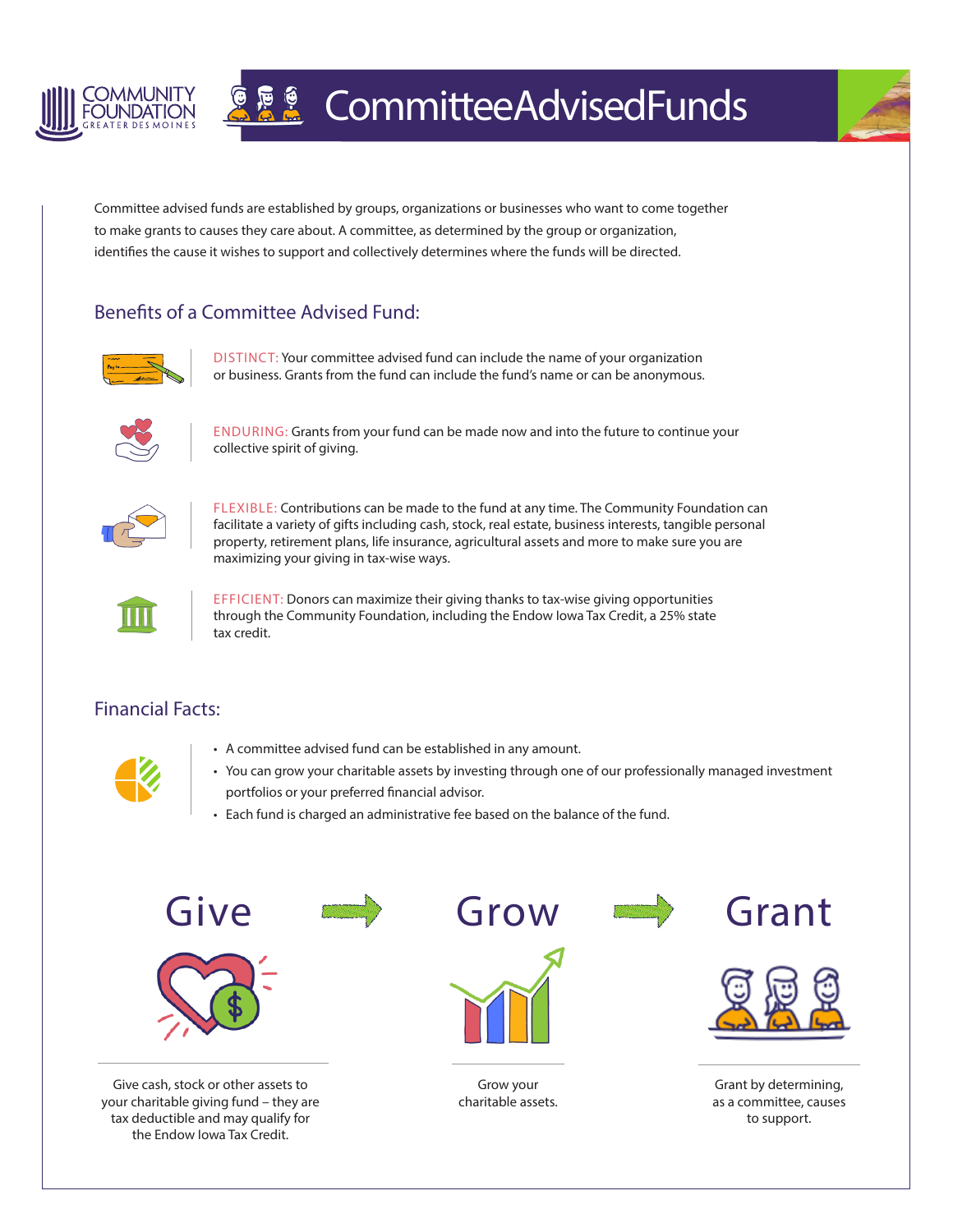COMMUNITY FOUNDATION
GREATER DES MOINES

# CommitteeAdvisedFunds

Committee advised funds are established by groups, organizations or businesses who want to come together to make grants to causes they care about. A committee, as determined by the group or organization, identifies the cause it wishes to support and collectively determines where the funds will be directed.

## Benefits of a Committee Advised Fund:

DISTINCT: Your committee advised fund can include the name of your organization or business. Grants from the fund can include the fund's name or can be anonymous.

ENDURING: Grants from your fund can be made now and into the future to continue your collective spirit of giving.

FLEXIBLE: Contributions can be made to the fund at any time. The Community Foundation can facilitate a variety of gifts including cash, stock, real estate, business interests, tangible personal property, retirement plans, life insurance, agricultural assets and more to make sure you are maximizing your giving in tax-wise ways.

EFFICIENT: Donors can maximize their giving thanks to tax-wise giving opportunities through the Community Foundation, including the Endow Iowa Tax Credit, a 25% state tax credit.

## Financial Facts:

- A committee advised fund can be established in any amount.
- You can grow your charitable assets by investing through one of our professionally managed investment portfolios or your preferred financial advisor.
- Each fund is charged an administrative fee based on the balance of the fund.

## Give → Grow → Grant

**Give**

Give cash, stock or other assets to your charitable giving fund – they are tax deductible and may qualify for the Endow Iowa Tax Credit.

**Grow**

Grow your charitable assets.

**Grant**

Grant by determining, as a committee, causes to support.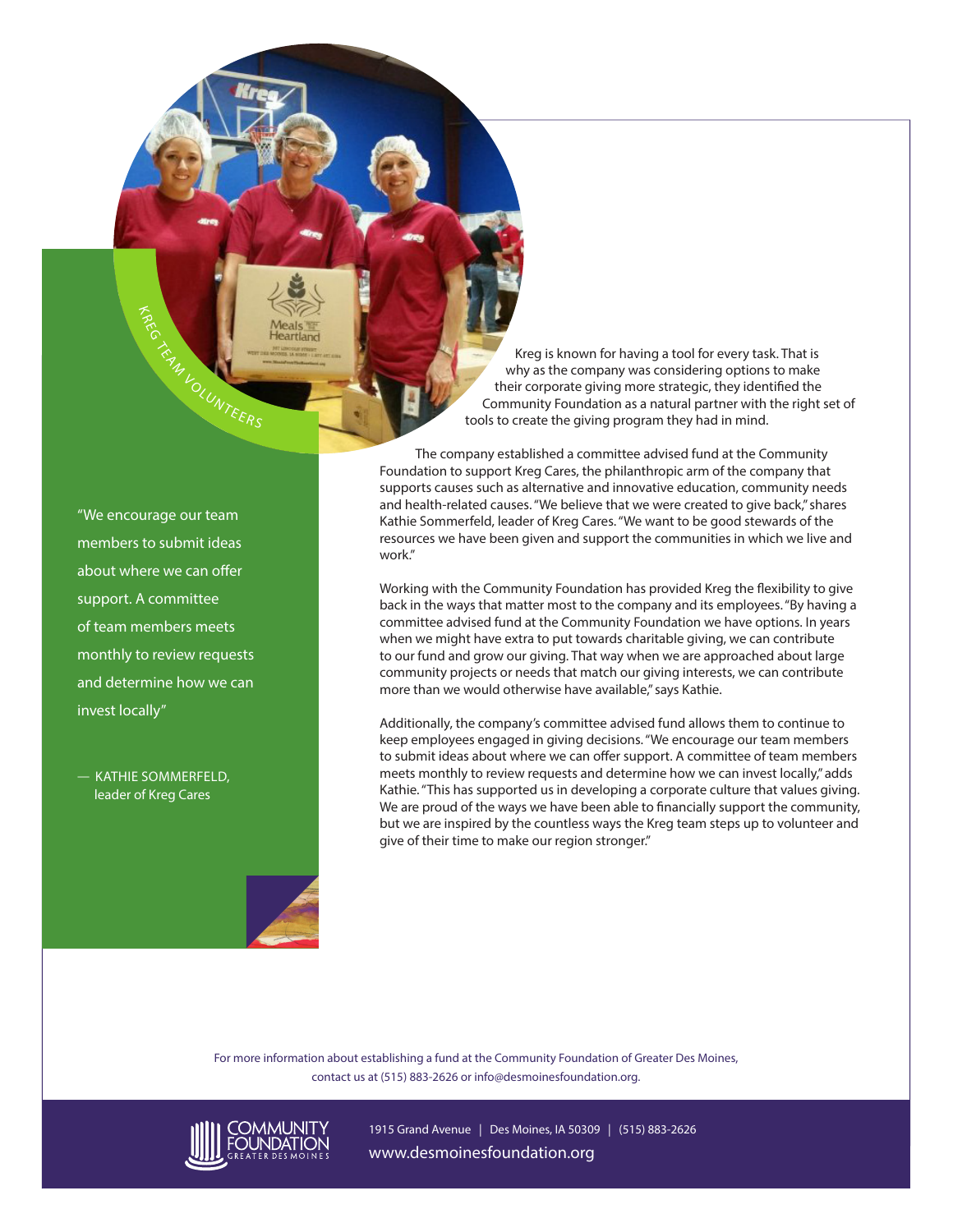KREG TEAM VOLUNTEERS

Kreg is known for having a tool for every task. That is why as the company was considering options to make their corporate giving more strategic, they identified the Community Foundation as a natural partner with the right set of tools to create the giving program they had in mind.

The company established a committee advised fund at the Community Foundation to support Kreg Cares, the philanthropic arm of the company that supports causes such as alternative and innovative education, community needs and health-related causes. "We believe that we were created to give back," shares Kathie Sommerfeld, leader of Kreg Cares. "We want to be good stewards of the resources we have been given and support the communities in which we live and work."

Working with the Community Foundation has provided Kreg the flexibility to give back in the ways that matter most to the company and its employees. "By having a committee advised fund at the Community Foundation we have options. In years when we might have extra to put towards charitable giving, we can contribute to our fund and grow our giving. That way when we are approached about large community projects or needs that match our giving interests, we can contribute more than we would otherwise have available," says Kathie.

Additionally, the company's committee advised fund allows them to continue to keep employees engaged in giving decisions. "We encourage our team members to submit ideas about where we can offer support. A committee of team members meets monthly to review requests and determine how we can invest locally," adds Kathie. "This has supported us in developing a corporate culture that values giving. We are proud of the ways we have been able to financially support the community, but we are inspired by the countless ways the Kreg team steps up to volunteer and give of their time to make our region stronger."

"We encourage our team members to submit ideas about where we can offer support. A committee of team members meets monthly to review requests and determine how we can invest locally"

— KATHIE SOMMERFELD, leader of Kreg Cares

For more information about establishing a fund at the Community Foundation of Greater Des Moines, contact us at (515) 883-2626 or info@desmoinesfoundation.org.

COMMUNITY FOUNDATION GREATER DES MOINES

1915 Grand Avenue | Des Moines, IA 50309 | (515) 883-2626

www.desmoinesfoundation.org